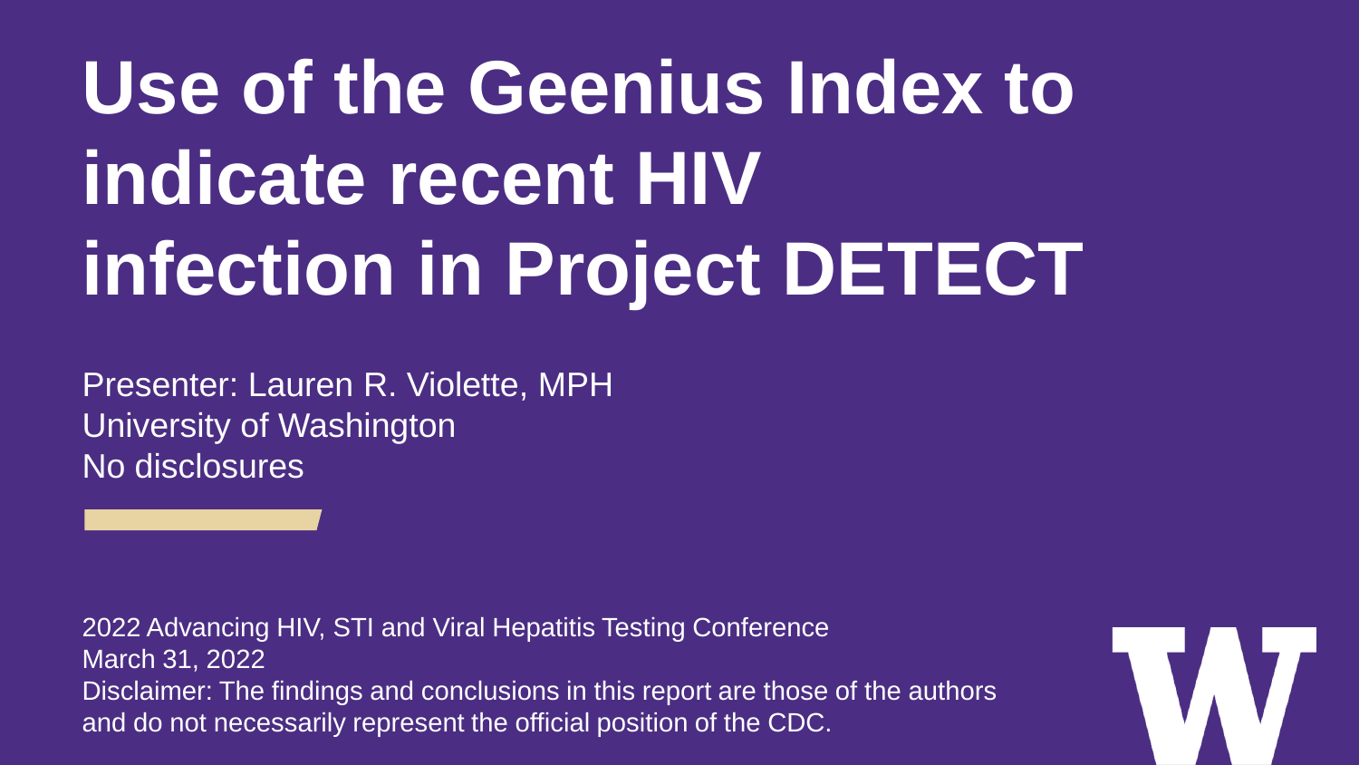# Use of the Geenius Index to indicate recent HIV infection in Project DETECT

Presenter: Lauren R. Violette, MPH
University of Washington
No disclosures

2022 Advancing HIV, STI and Viral Hepatitis Testing Conference
March 31, 2022
Disclaimer: The findings and conclusions in this report are those of the authors and do not necessarily represent the official position of the CDC.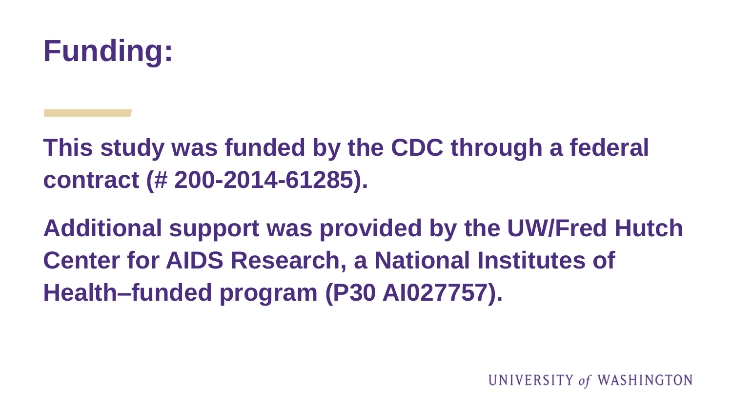# Funding:

**This study was funded by the CDC through a federal contract (# 200-2014-61285).**

**Additional support was provided by the UW/Fred Hutch Center for AIDS Research, a National Institutes of Health–funded program (P30 AI027757).**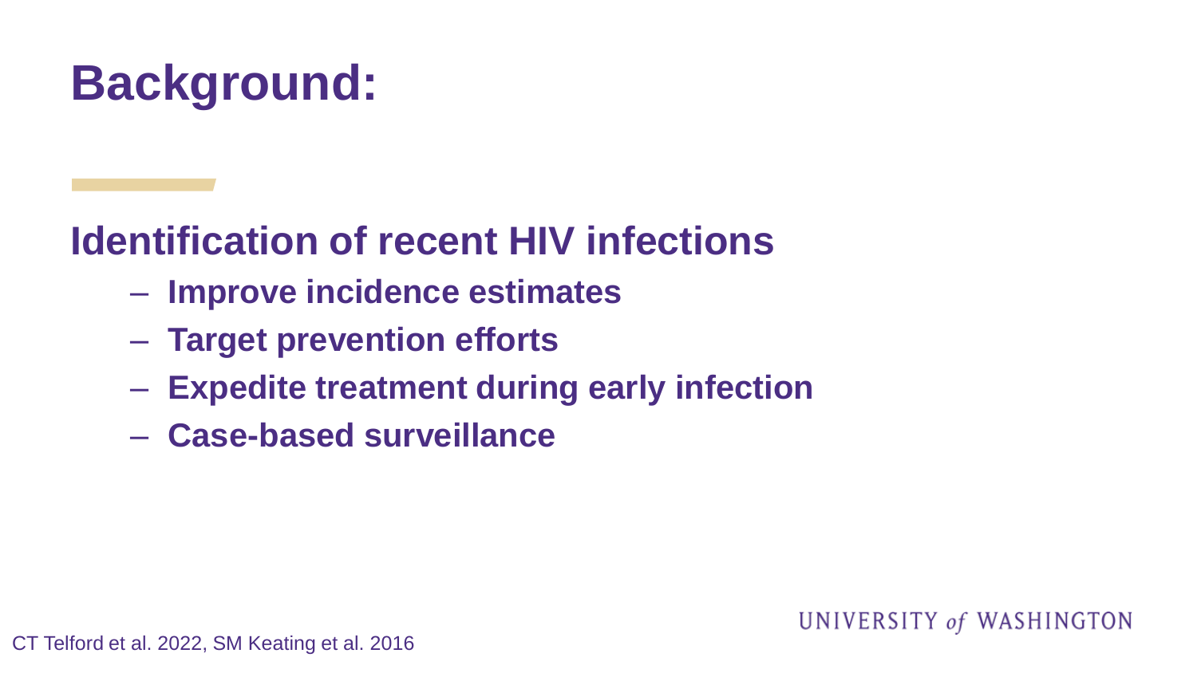# Background:

## Identification of recent HIV infections

- Improve incidence estimates
- Target prevention efforts
- Expedite treatment during early infection
- Case-based surveillance

CT Telford et al. 2022, SM Keating et al. 2016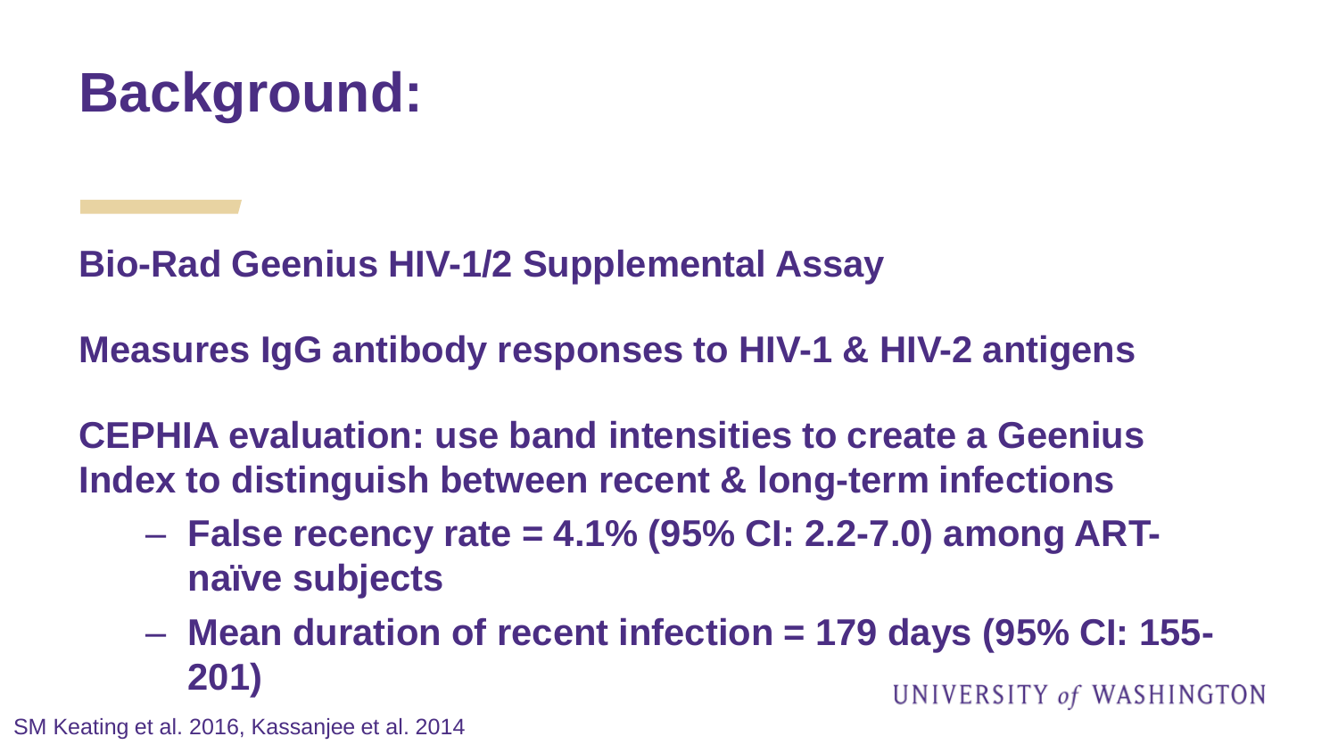# Background:

**Bio-Rad Geenius HIV-1/2 Supplemental Assay**

**Measures IgG antibody responses to HIV-1 & HIV-2 antigens**

**CEPHIA evaluation: use band intensities to create a Geenius Index to distinguish between recent & long-term infections**

- **False recency rate = 4.1% (95% CI: 2.2-7.0) among ART-naïve subjects**
- **Mean duration of recent infection = 179 days (95% CI: 155-201)**

SM Keating et al. 2016, Kassanjee et al. 2014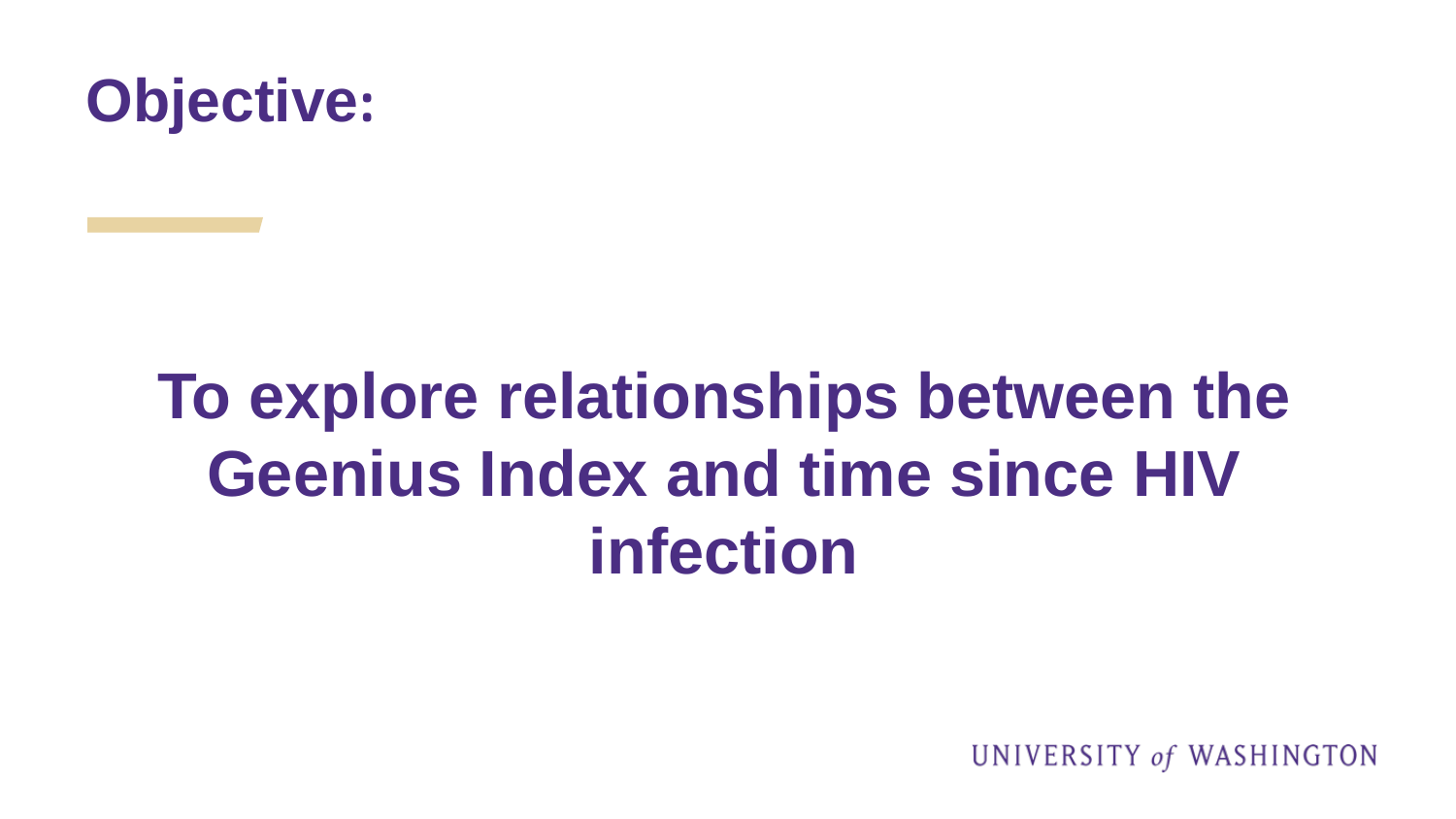# Objective:

**To explore relationships between the Geenius Index and time since HIV infection**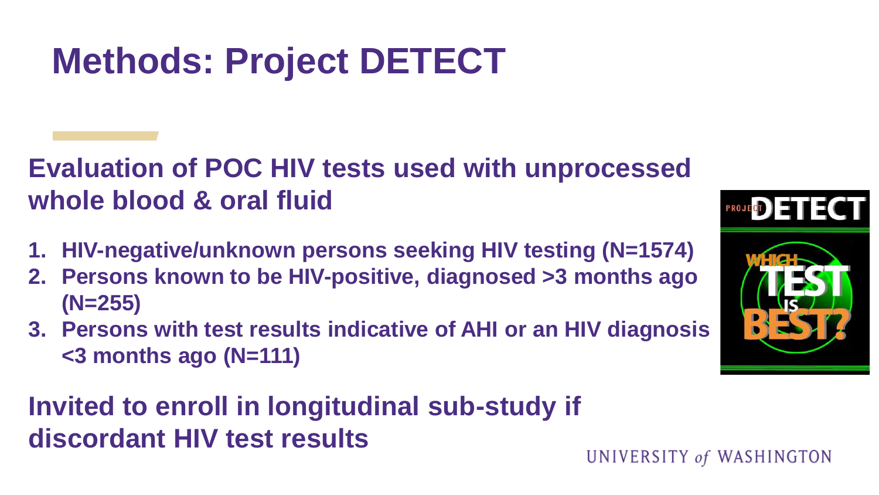# Methods: Project DETECT

**Evaluation of POC HIV tests used with unprocessed whole blood & oral fluid**

1. **HIV-negative/unknown persons seeking HIV testing (N=1574)**
2. **Persons known to be HIV-positive, diagnosed >3 months ago (N=255)**
3. **Persons with test results indicative of AHI or an HIV diagnosis <3 months ago (N=111)**

**Invited to enroll in longitudinal sub-study if discordant HIV test results**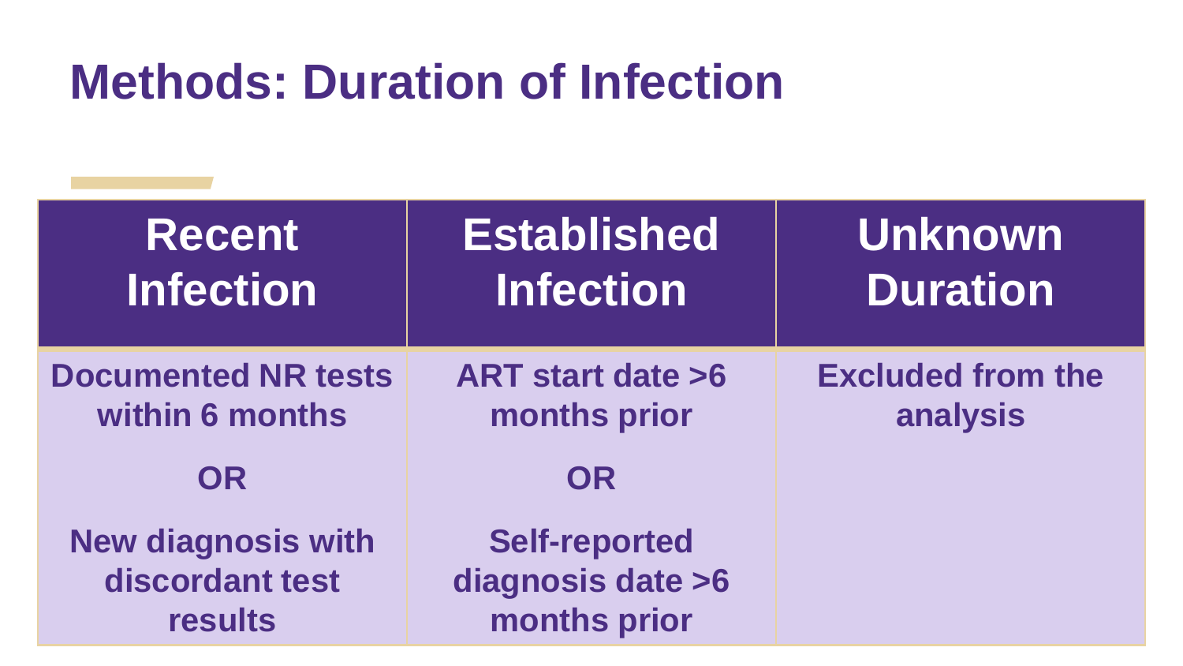# Methods: Duration of Infection

| Recent Infection | Established Infection | Unknown Duration |
|---|---|---|
| Documented NR tests within 6 months<br><br>OR<br><br>New diagnosis with discordant test results | ART start date >6 months prior<br><br>OR<br><br>Self-reported diagnosis date >6 months prior | Excluded from the analysis |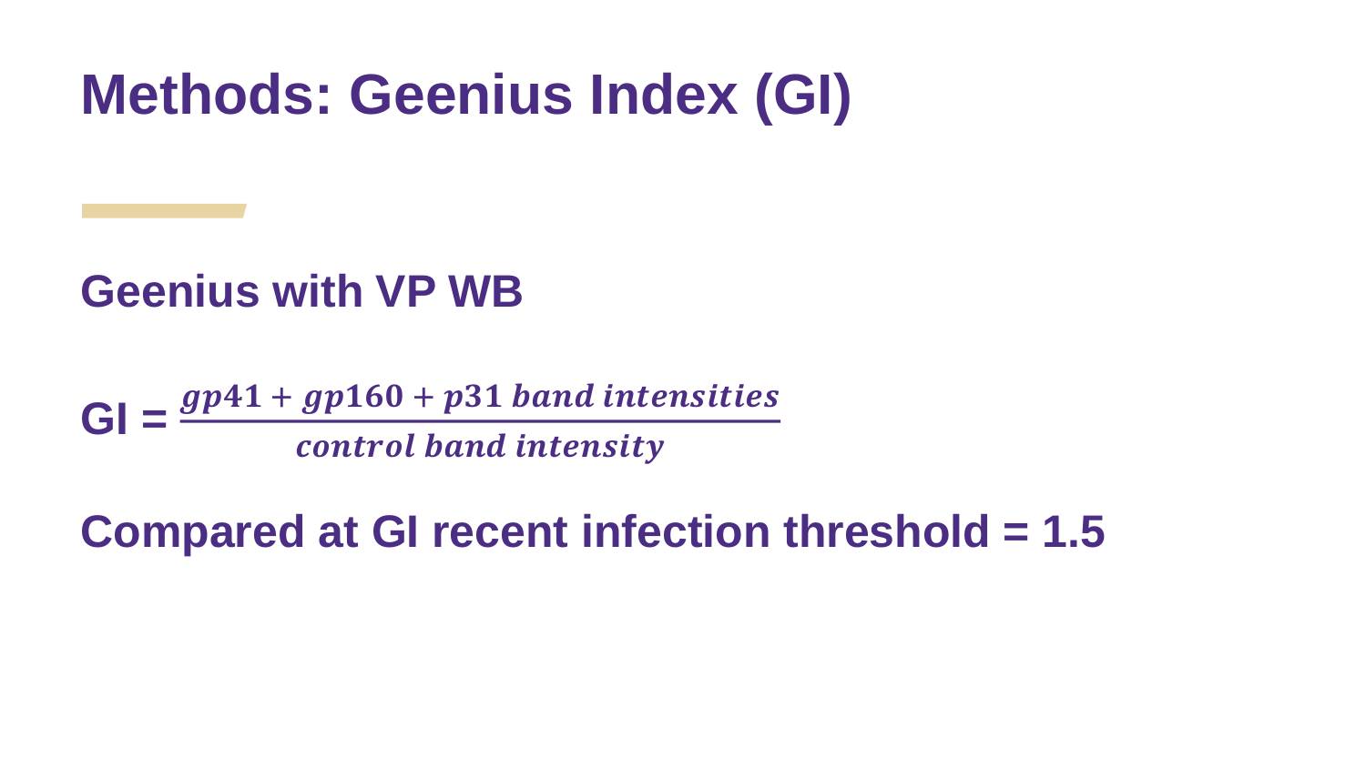# Methods: Geenius Index (GI)

## Geenius with VP WB

$$GI = \frac{gp41 + gp160 + p31\ band\ intensities}{control\ band\ intensity}$$

## Compared at GI recent infection threshold = 1.5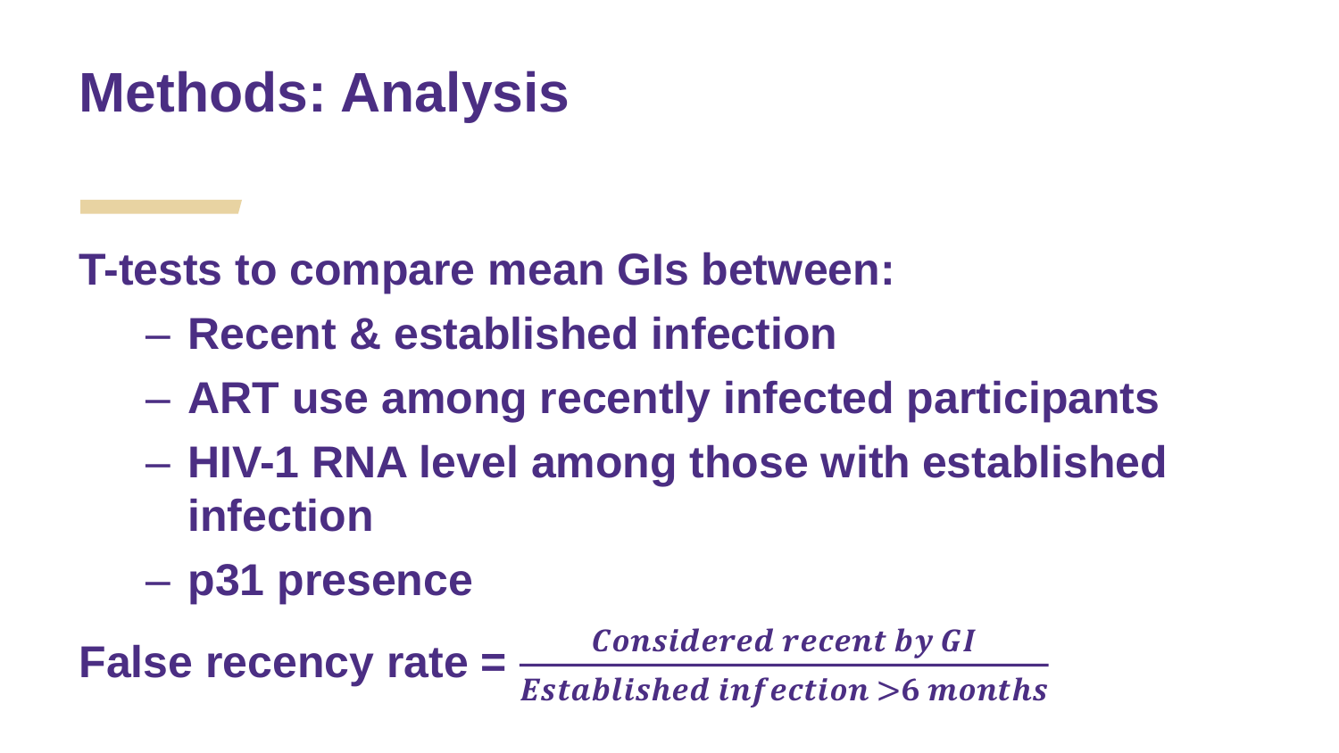# Methods: Analysis

**T-tests to compare mean GIs between:**

- **Recent & established infection**
- **ART use among recently infected participants**
- **HIV-1 RNA level among those with established infection**
- **p31 presence**

**False recency rate =** $\frac{\textit{Considered recent by GI}}{\textit{Established infection} > 6 \textit{ months}}$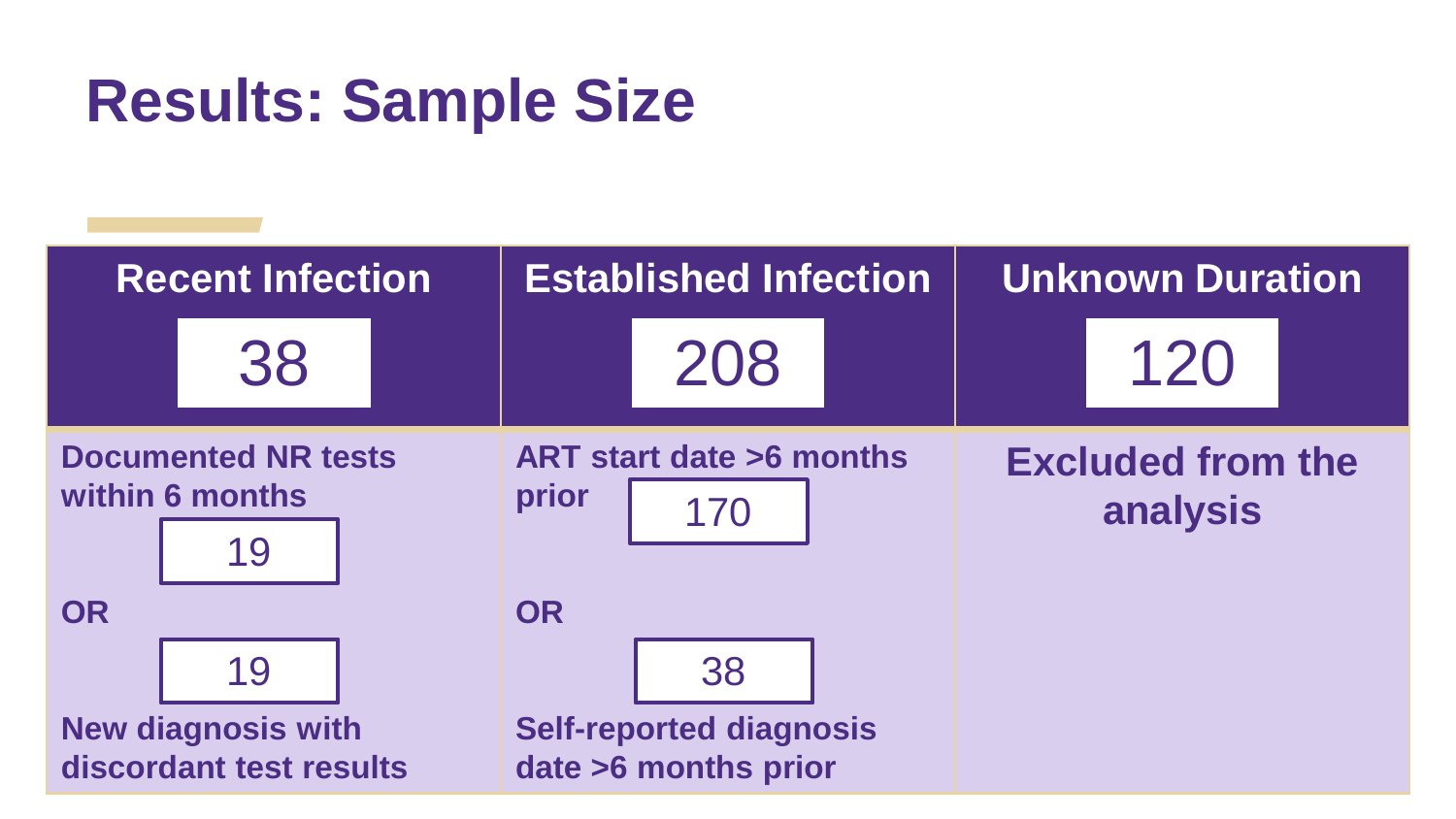# Results: Sample Size

| Recent Infection | Established Infection | Unknown Duration |
|---|---|---|
| 38 | 208 | 120 |
| Documented NR tests within 6 months: 19<br>OR<br>New diagnosis with discordant test results: 19 | ART start date >6 months prior: 170<br>OR<br>Self-reported diagnosis date >6 months prior: 38 | Excluded from the analysis |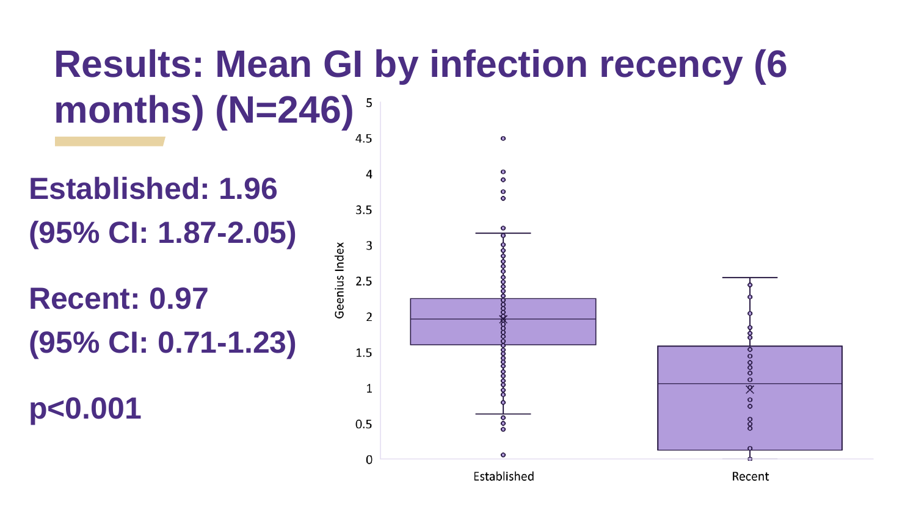# Results: Mean GI by infection recency (6 months) (N=246)

**Established: 1.96**
**(95% CI: 1.87-2.05)**

**Recent: 0.97**
**(95% CI: 0.71-1.23)**

**$p<0.001$**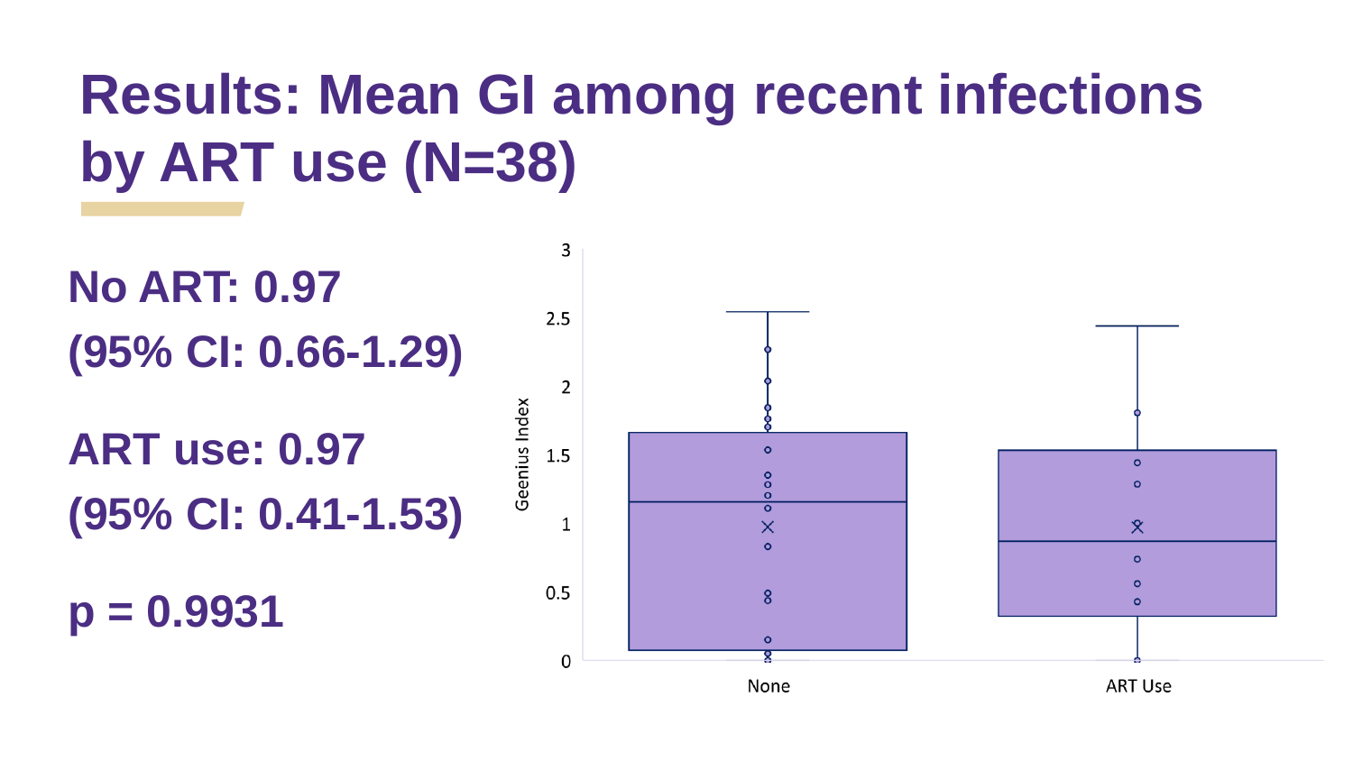# Results: Mean GI among recent infections by ART use (N=38)

**No ART: 0.97**
**(95% CI: 0.66-1.29)**

**ART use: 0.97**
**(95% CI: 0.41-1.53)**

**p = 0.9931**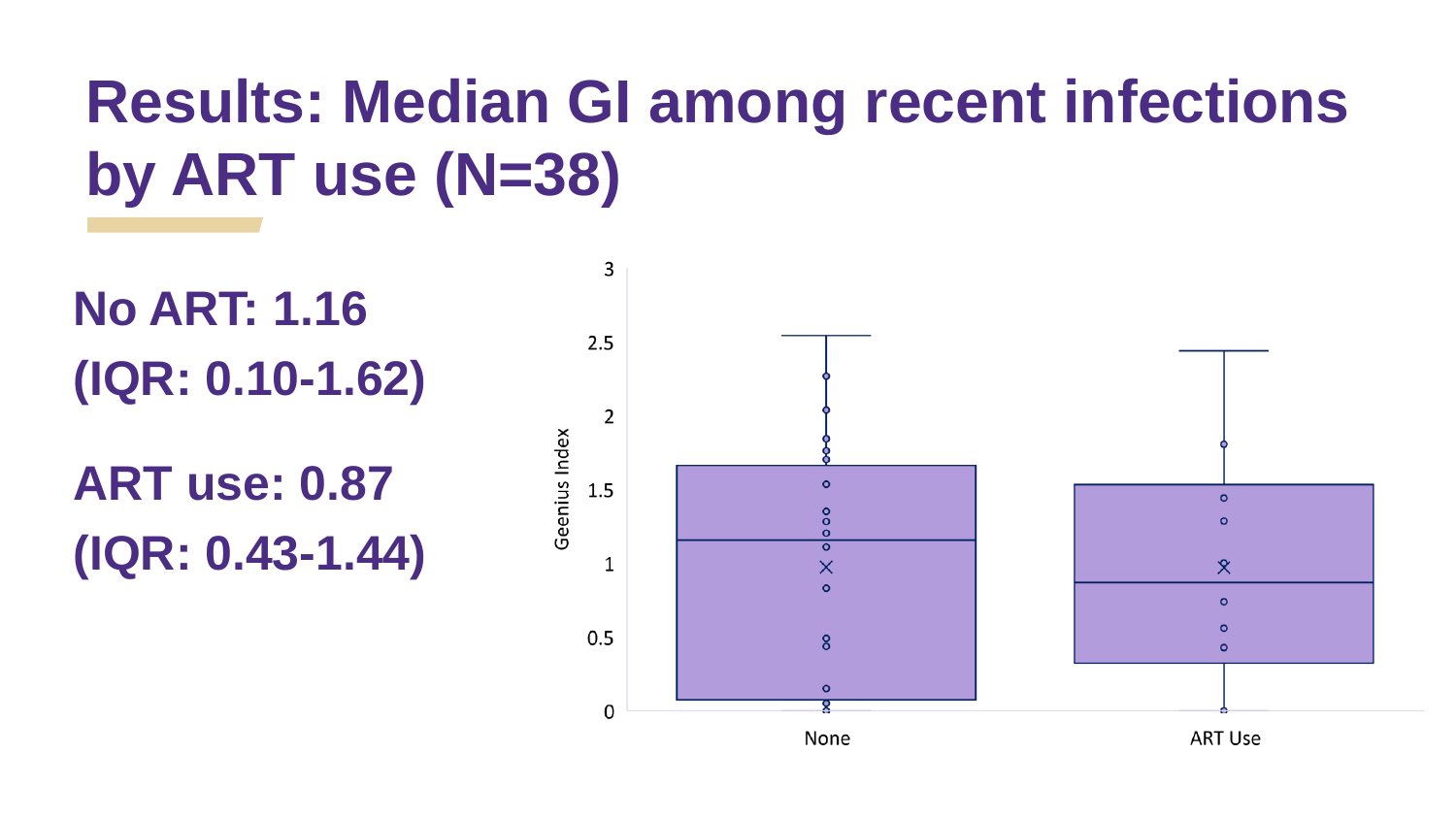# Results: Median GI among recent infections by ART use (N=38)

**No ART: 1.16**
**(IQR: 0.10-1.62)**

**ART use: 0.87**
**(IQR: 0.43-1.44)**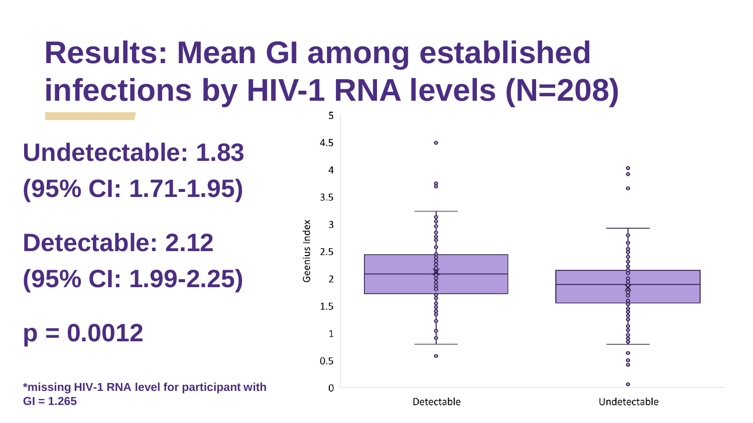# Results: Mean GI among established infections by HIV-1 RNA levels (N=208)

**Undetectable: 1.83**
**(95% CI: 1.71-1.95)**

**Detectable: 2.12**
**(95% CI: 1.99-2.25)**

**p = 0.0012**

***missing HIV-1 RNA level for participant with GI = 1.265**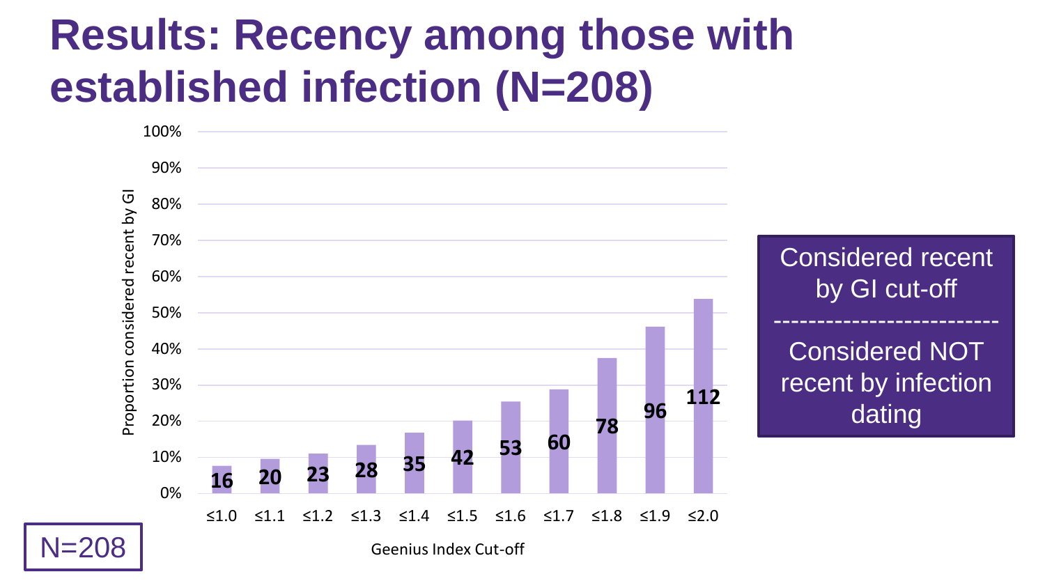# Results: Recency among those with established infection (N=208)

| Geenius Index Cut-off | ≤1.0 | ≤1.1 | ≤1.2 | ≤1.3 | ≤1.4 | ≤1.5 | ≤1.6 | ≤1.7 | ≤1.8 | ≤1.9 | ≤2.0 |
|---|---|---|---|---|---|---|---|---|---|---|---|
| Number considered recent by GI | 16 | 20 | 23 | 28 | 35 | 42 | 53 | 60 | 78 | 96 | 112 |

Y-axis: Proportion considered recent by GI (0%–100%)

X-axis: Geenius Index Cut-off

Considered recent by GI cut-off
-------------------------
Considered NOT recent by infection dating

N=208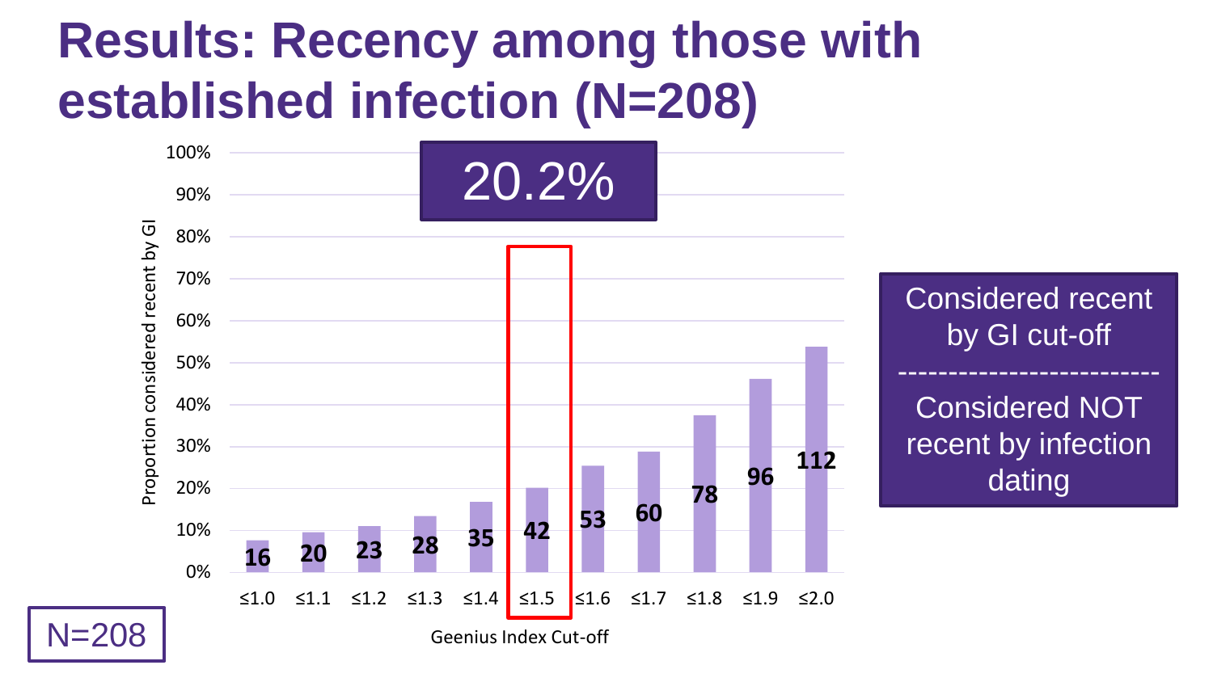# Results: Recency among those with established infection (N=208)

20.2%

| Geenius Index Cut-off | ≤1.0 | ≤1.1 | ≤1.2 | ≤1.3 | ≤1.4 | ≤1.5 | ≤1.6 | ≤1.7 | ≤1.8 | ≤1.9 | ≤2.0 |
|---|---|---|---|---|---|---|---|---|---|---|---|
| Number considered recent by GI | 16 | 20 | 23 | 28 | 35 | 42 | 53 | 60 | 78 | 96 | 112 |

Y-axis: Proportion considered recent by GI (0%–100%)

X-axis: Geenius Index Cut-off

Considered recent by GI cut-off
-------------------------
Considered NOT recent by infection dating

N=208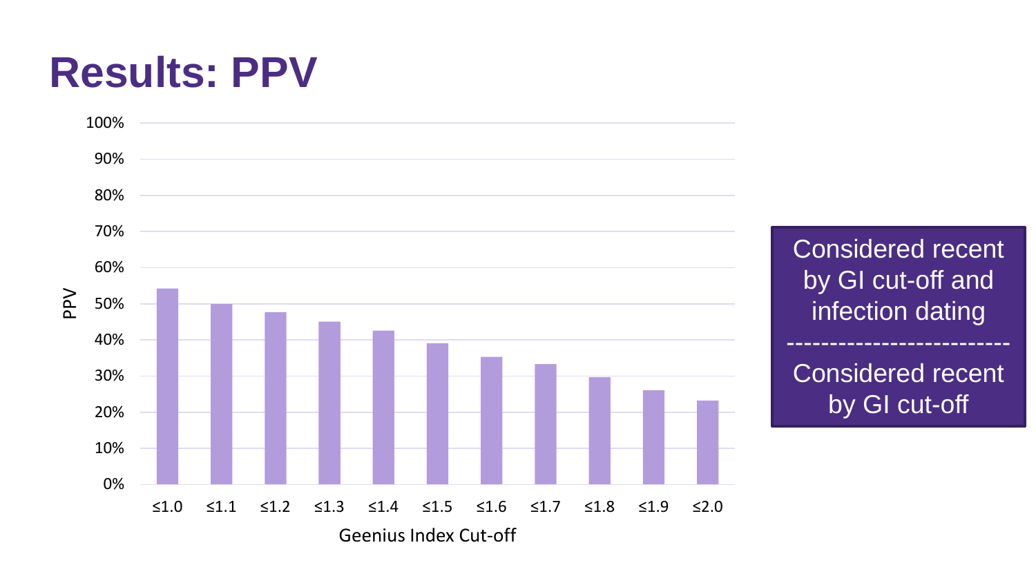# Results: PPV

| Geenius Index Cut-off | PPV |
|---|---|
| ≤1.0 | ~54% |
| ≤1.1 | ~50% |
| ≤1.2 | ~48% |
| ≤1.3 | ~45% |
| ≤1.4 | ~43% |
| ≤1.5 | ~39% |
| ≤1.6 | ~35% |
| ≤1.7 | ~33% |
| ≤1.8 | ~30% |
| ≤1.9 | ~26% |
| ≤2.0 | ~23% |

Considered recent by GI cut-off and infection dating
-------------------------
Considered recent by GI cut-off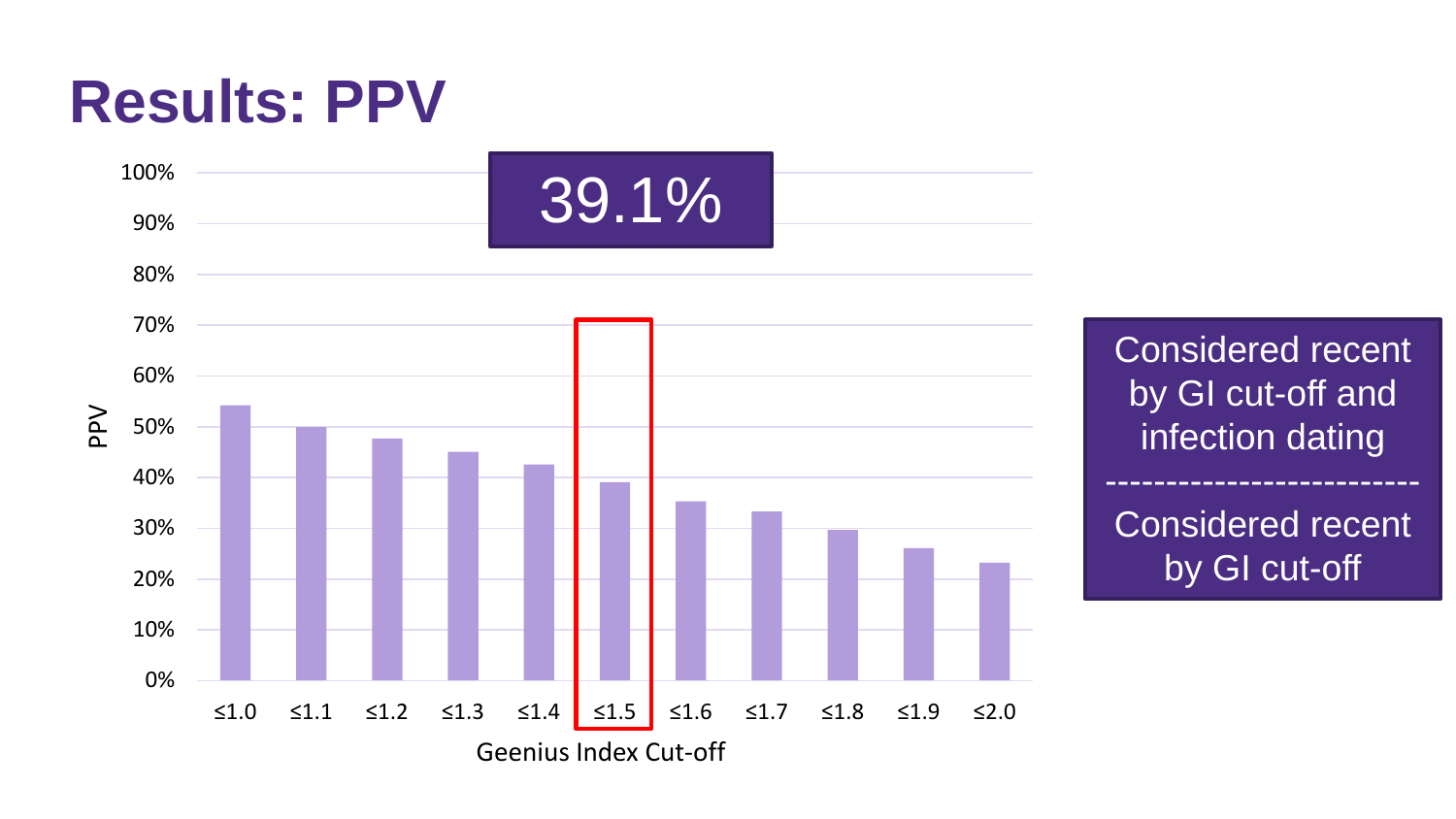# Results: PPV

39.1%

| Geenius Index Cut-off | PPV |
| --- | --- |
| ≤1.0 | |
| ≤1.1 | |
| ≤1.2 | |
| ≤1.3 | |
| ≤1.4 | |
| ≤1.5 | 39.1% |
| ≤1.6 | |
| ≤1.7 | |
| ≤1.8 | |
| ≤1.9 | |
| ≤2.0 | |

$$\frac{\text{Considered recent by GI cut-off and infection dating}}{\text{Considered recent by GI cut-off}}$$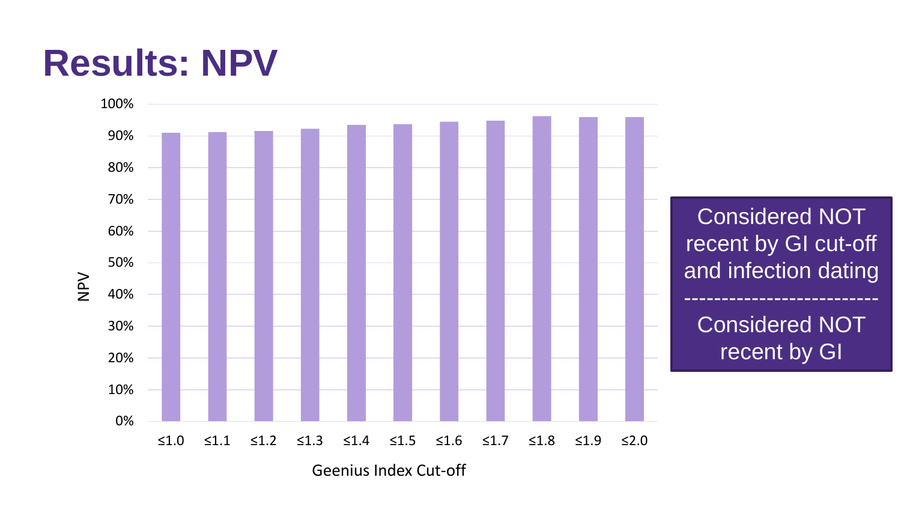# Results: NPV

NPV

100%
90%
80%
70%
60%
50%
40%
30%
20%
10%
0%

≤1.0 ≤1.1 ≤1.2 ≤1.3 ≤1.4 ≤1.5 ≤1.6 ≤1.7 ≤1.8 ≤1.9 ≤2.0

Geenius Index Cut-off

Considered NOT recent by GI cut-off and infection dating
-------------------------
Considered NOT recent by GI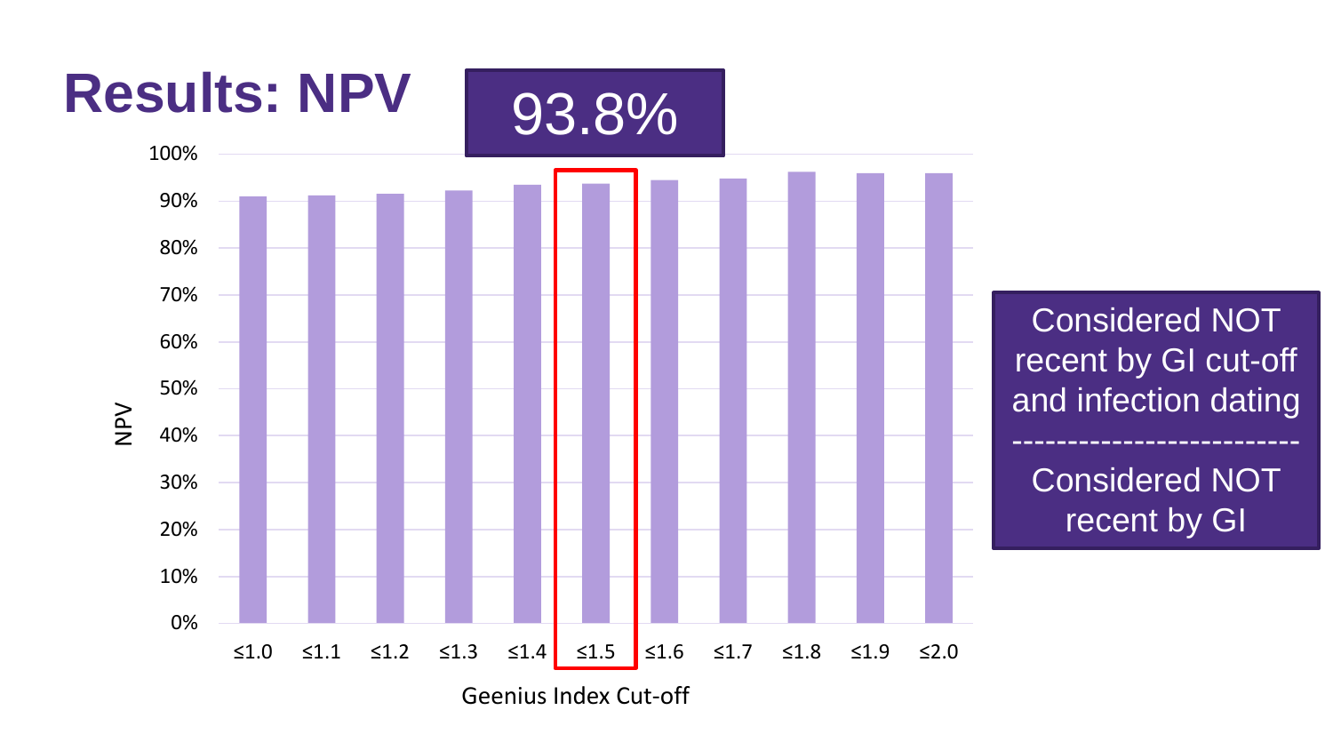# Results: NPV

**93.8%**

Considered NOT recent by GI cut-off and infection dating
-------------------------
Considered NOT recent by GI

| Geenius Index Cut-off | ≤1.0 | ≤1.1 | ≤1.2 | ≤1.3 | ≤1.4 | ≤1.5 | ≤1.6 | ≤1.7 | ≤1.8 | ≤1.9 | ≤2.0 |
|---|---|---|---|---|---|---|---|---|---|---|---|
| NPV | | | | | | 93.8% | | | | | |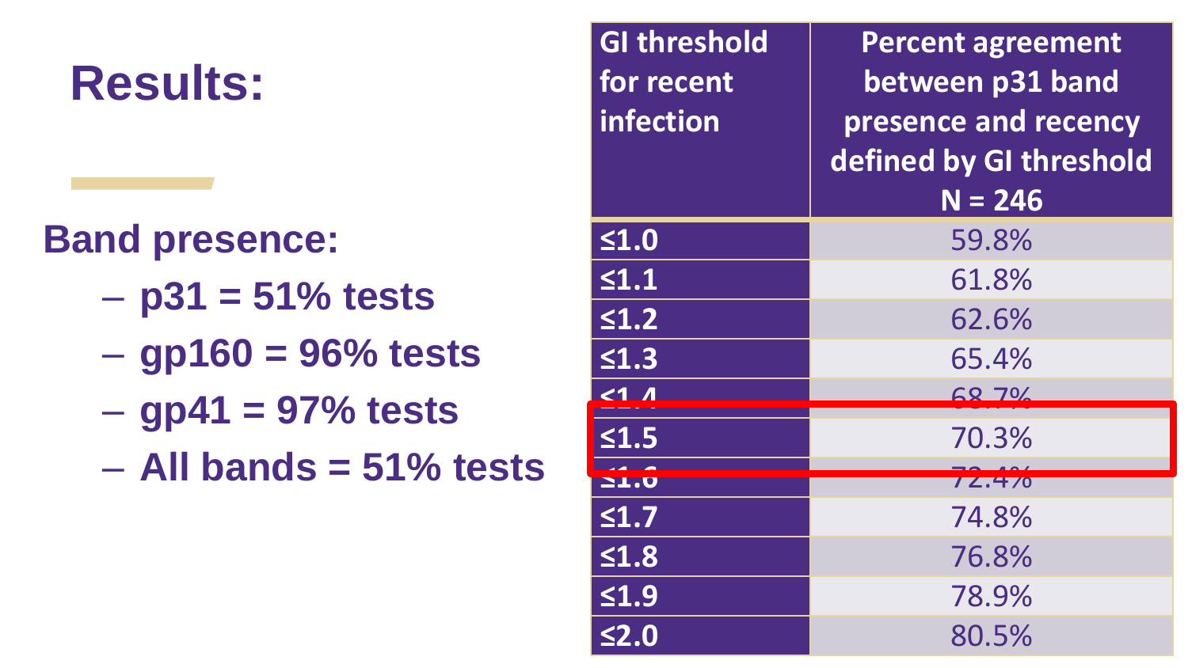# Results:

**Band presence:**

- **p31 = 51% tests**
- **gp160 = 96% tests**
- **gp41 = 97% tests**
- **All bands = 51% tests**

| GI threshold for recent infection | Percent agreement between p31 band presence and recency defined by GI threshold N = 246 |
|---|---|
| ≤1.0 | 59.8% |
| ≤1.1 | 61.8% |
| ≤1.2 | 62.6% |
| ≤1.3 | 65.4% |
| ≤1.4 | 68.7% |
| ≤1.5 | 70.3% |
| ≤1.6 | 72.4% |
| ≤1.7 | 74.8% |
| ≤1.8 | 76.8% |
| ≤1.9 | 78.9% |
| ≤2.0 | 80.5% |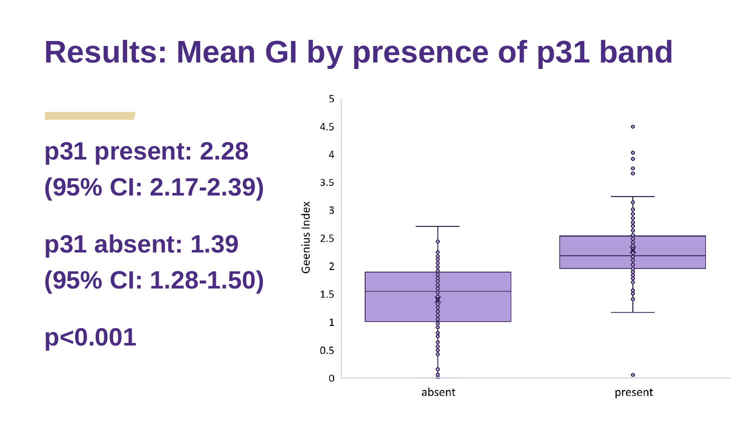# Results: Mean GI by presence of p31 band

**p31 present: 2.28 (95% CI: 2.17-2.39)**

**p31 absent: 1.39 (95% CI: 1.28-1.50)**

**p<0.001**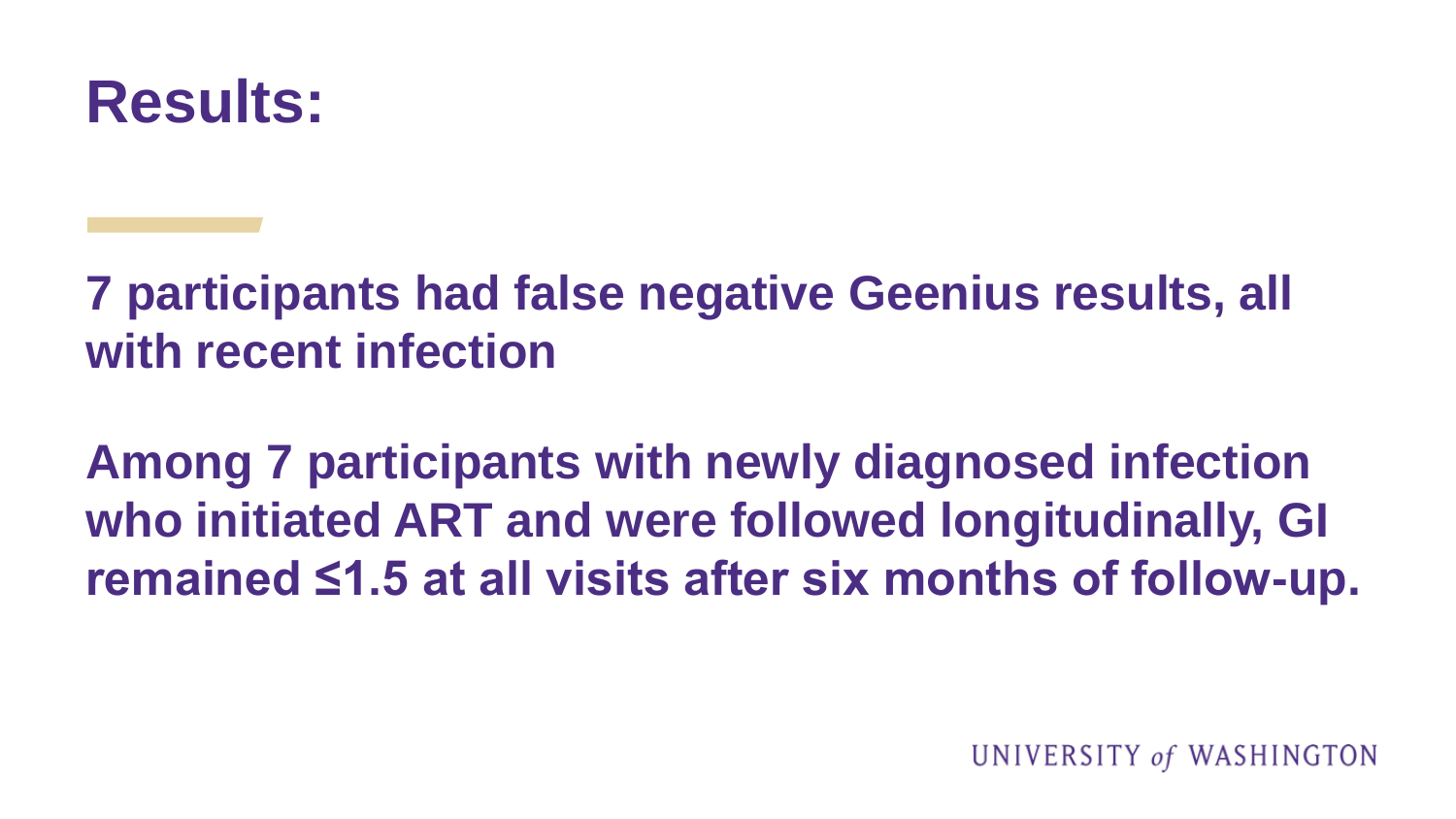# Results:

**7 participants had false negative Geenius results, all with recent infection**

**Among 7 participants with newly diagnosed infection who initiated ART and were followed longitudinally, GI remained ≤1.5 at all visits after six months of follow-up.**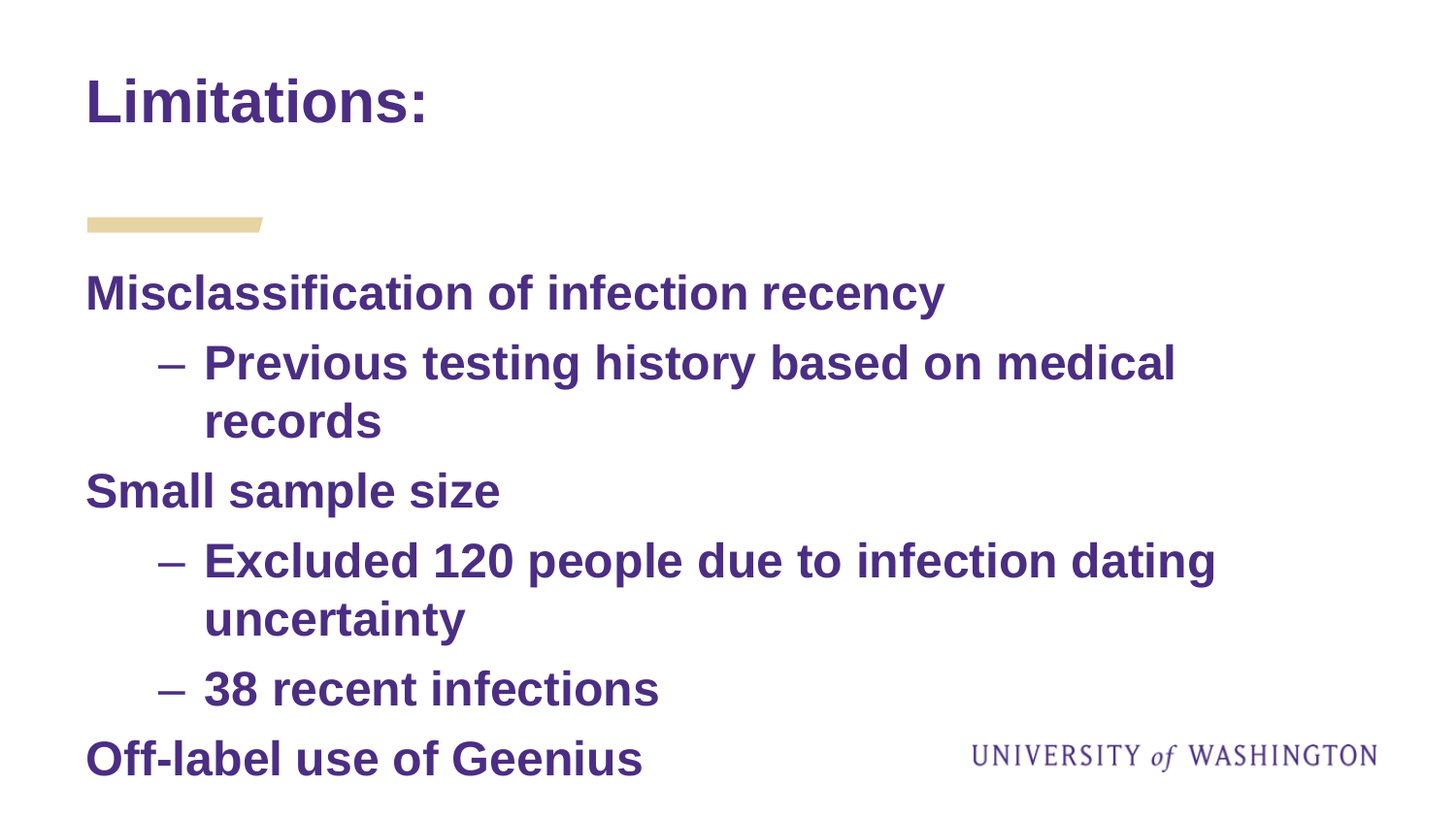# Limitations:

**Misclassification of infection recency**

- **Previous testing history based on medical records**

**Small sample size**

- **Excluded 120 people due to infection dating uncertainty**
- **38 recent infections**

**Off-label use of Geenius**

UNIVERSITY *of* WASHINGTON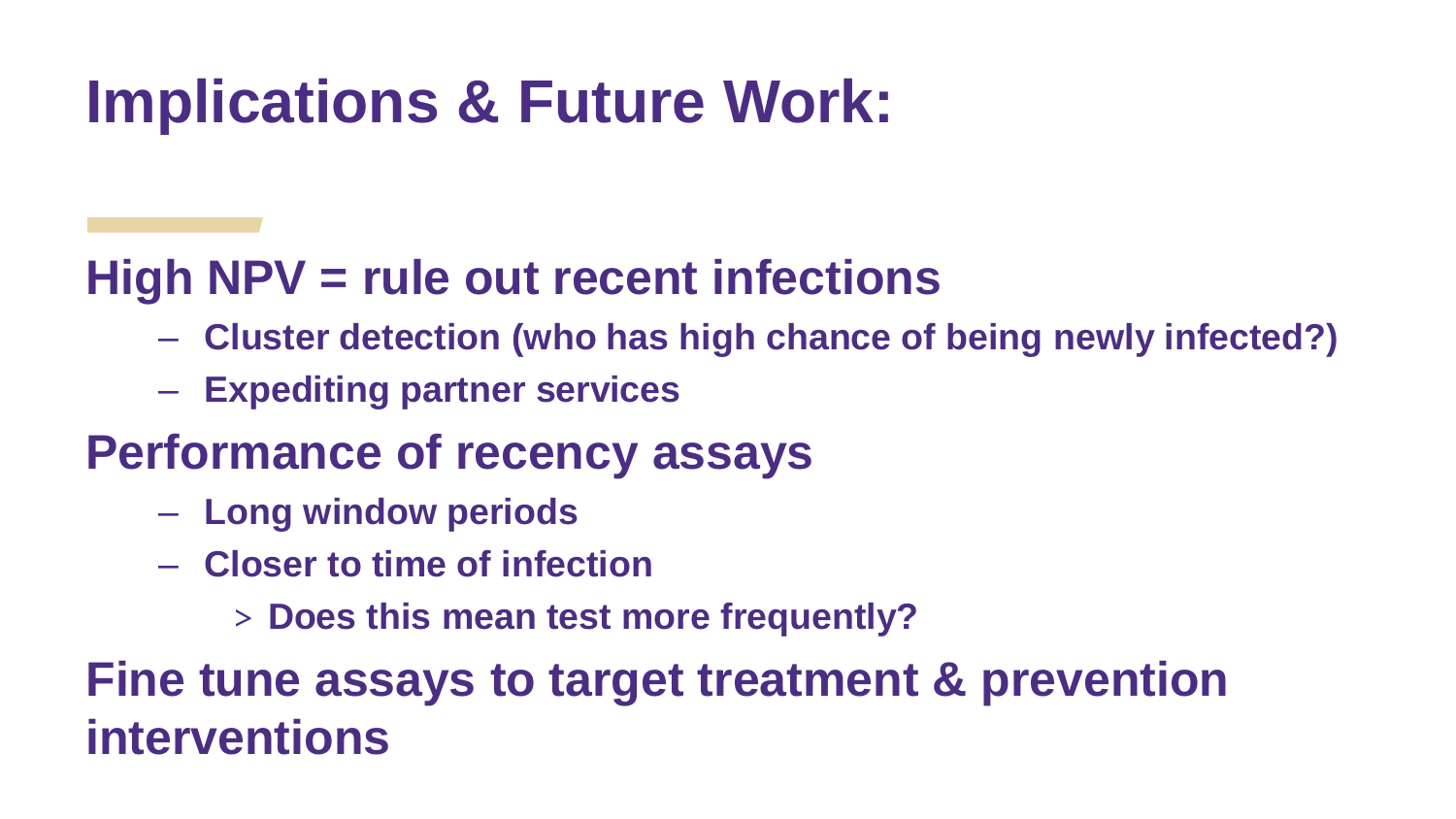# Implications & Future Work:

## High NPV = rule out recent infections

- **Cluster detection (who has high chance of being newly infected?)**
- **Expediting partner services**

## Performance of recency assays

- **Long window periods**
- **Closer to time of infection**
  - **Does this mean test more frequently?**

## Fine tune assays to target treatment & prevention interventions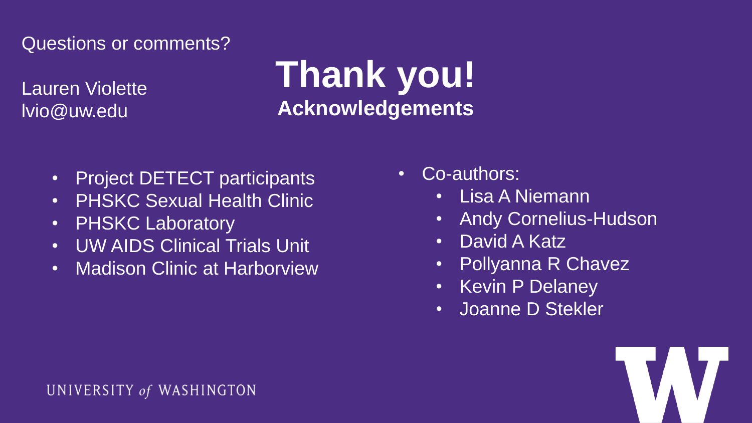Questions or comments?

Lauren Violette
lvio@uw.edu

# Thank you!

## Acknowledgements

- Project DETECT participants
- PHSKC Sexual Health Clinic
- PHSKC Laboratory
- UW AIDS Clinical Trials Unit
- Madison Clinic at Harborview

- Co-authors:
  - Lisa A Niemann
  - Andy Cornelius-Hudson
  - David A Katz
  - Pollyanna R Chavez
  - Kevin P Delaney
  - Joanne D Stekler

UNIVERSITY *of* WASHINGTON